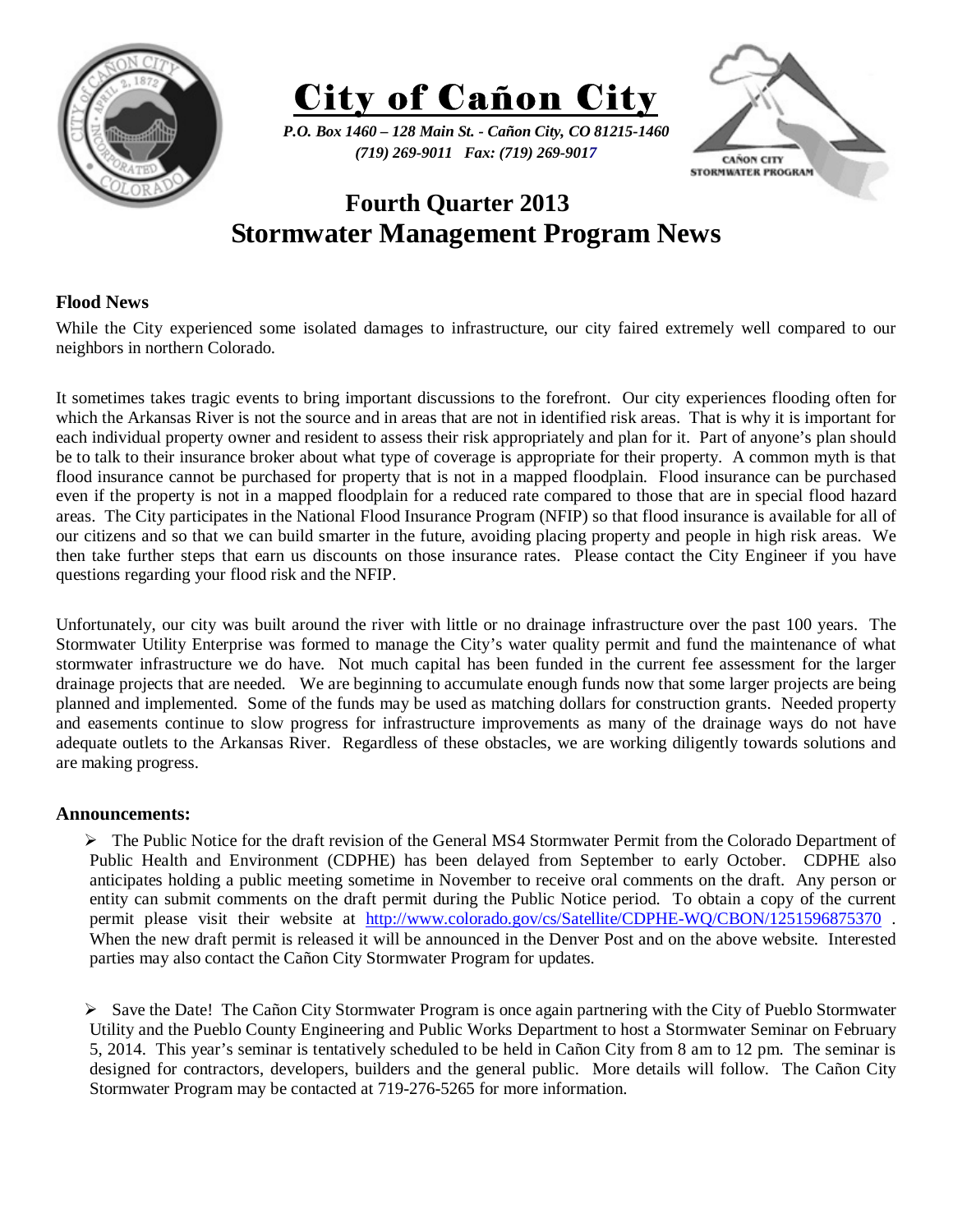# City of Cañon City

***P.O. Box 1460 – 128 Main St. - Cañon City, CO 81215-1460***
***(719) 269-9011 Fax: (719) 269-9017***

## Fourth Quarter 2013
## Stormwater Management Program News

### Flood News

While the City experienced some isolated damages to infrastructure, our city faired extremely well compared to our neighbors in northern Colorado.

It sometimes takes tragic events to bring important discussions to the forefront. Our city experiences flooding often for which the Arkansas River is not the source and in areas that are not in identified risk areas. That is why it is important for each individual property owner and resident to assess their risk appropriately and plan for it. Part of anyone's plan should be to talk to their insurance broker about what type of coverage is appropriate for their property. A common myth is that flood insurance cannot be purchased for property that is not in a mapped floodplain. Flood insurance can be purchased even if the property is not in a mapped floodplain for a reduced rate compared to those that are in special flood hazard areas. The City participates in the National Flood Insurance Program (NFIP) so that flood insurance is available for all of our citizens and so that we can build smarter in the future, avoiding placing property and people in high risk areas. We then take further steps that earn us discounts on those insurance rates. Please contact the City Engineer if you have questions regarding your flood risk and the NFIP.

Unfortunately, our city was built around the river with little or no drainage infrastructure over the past 100 years. The Stormwater Utility Enterprise was formed to manage the City's water quality permit and fund the maintenance of what stormwater infrastructure we do have. Not much capital has been funded in the current fee assessment for the larger drainage projects that are needed. We are beginning to accumulate enough funds now that some larger projects are being planned and implemented. Some of the funds may be used as matching dollars for construction grants. Needed property and easements continue to slow progress for infrastructure improvements as many of the drainage ways do not have adequate outlets to the Arkansas River. Regardless of these obstacles, we are working diligently towards solutions and are making progress.

### Announcements:

- The Public Notice for the draft revision of the General MS4 Stormwater Permit from the Colorado Department of Public Health and Environment (CDPHE) has been delayed from September to early October. CDPHE also anticipates holding a public meeting sometime in November to receive oral comments on the draft. Any person or entity can submit comments on the draft permit during the Public Notice period. To obtain a copy of the current permit please visit their website at http://www.colorado.gov/cs/Satellite/CDPHE-WQ/CBON/1251596875370 . When the new draft permit is released it will be announced in the Denver Post and on the above website. Interested parties may also contact the Cañon City Stormwater Program for updates.

- Save the Date! The Cañon City Stormwater Program is once again partnering with the City of Pueblo Stormwater Utility and the Pueblo County Engineering and Public Works Department to host a Stormwater Seminar on February 5, 2014. This year's seminar is tentatively scheduled to be held in Cañon City from 8 am to 12 pm. The seminar is designed for contractors, developers, builders and the general public. More details will follow. The Cañon City Stormwater Program may be contacted at 719-276-5265 for more information.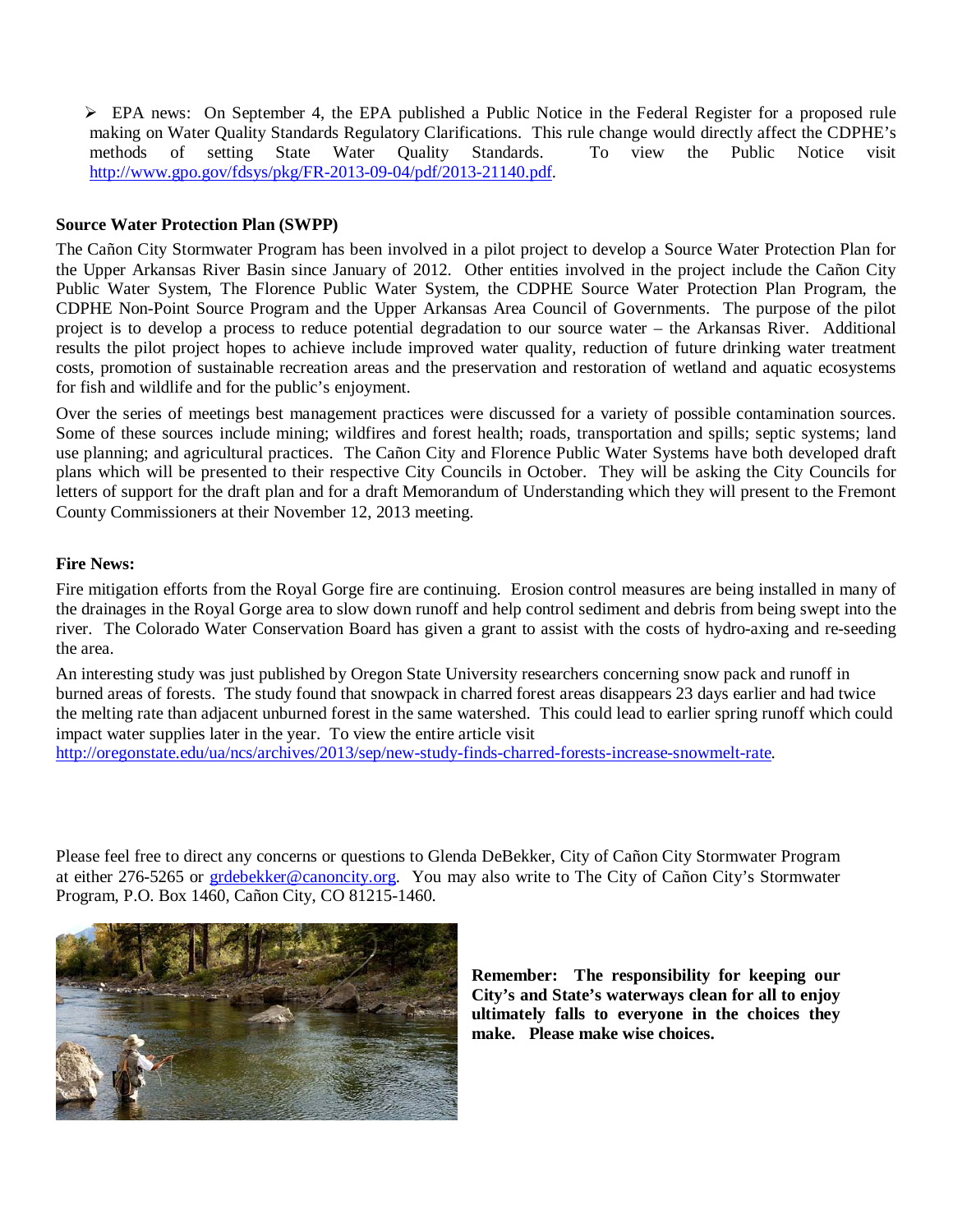- EPA news: On September 4, the EPA published a Public Notice in the Federal Register for a proposed rule making on Water Quality Standards Regulatory Clarifications. This rule change would directly affect the CDPHE's methods of setting State Water Quality Standards. To view the Public Notice visit http://www.gpo.gov/fdsys/pkg/FR-2013-09-04/pdf/2013-21140.pdf.

**Source Water Protection Plan (SWPP)**

The Cañon City Stormwater Program has been involved in a pilot project to develop a Source Water Protection Plan for the Upper Arkansas River Basin since January of 2012. Other entities involved in the project include the Cañon City Public Water System, The Florence Public Water System, the CDPHE Source Water Protection Plan Program, the CDPHE Non-Point Source Program and the Upper Arkansas Area Council of Governments. The purpose of the pilot project is to develop a process to reduce potential degradation to our source water – the Arkansas River. Additional results the pilot project hopes to achieve include improved water quality, reduction of future drinking water treatment costs, promotion of sustainable recreation areas and the preservation and restoration of wetland and aquatic ecosystems for fish and wildlife and for the public's enjoyment.

Over the series of meetings best management practices were discussed for a variety of possible contamination sources. Some of these sources include mining; wildfires and forest health; roads, transportation and spills; septic systems; land use planning; and agricultural practices. The Cañon City and Florence Public Water Systems have both developed draft plans which will be presented to their respective City Councils in October. They will be asking the City Councils for letters of support for the draft plan and for a draft Memorandum of Understanding which they will present to the Fremont County Commissioners at their November 12, 2013 meeting.

**Fire News:**

Fire mitigation efforts from the Royal Gorge fire are continuing. Erosion control measures are being installed in many of the drainages in the Royal Gorge area to slow down runoff and help control sediment and debris from being swept into the river. The Colorado Water Conservation Board has given a grant to assist with the costs of hydro-axing and re-seeding the area.

An interesting study was just published by Oregon State University researchers concerning snow pack and runoff in burned areas of forests. The study found that snowpack in charred forest areas disappears 23 days earlier and had twice the melting rate than adjacent unburned forest in the same watershed. This could lead to earlier spring runoff which could impact water supplies later in the year. To view the entire article visit http://oregonstate.edu/ua/ncs/archives/2013/sep/new-study-finds-charred-forests-increase-snowmelt-rate.

Please feel free to direct any concerns or questions to Glenda DeBekker, City of Cañon City Stormwater Program at either 276-5265 or grdebekker@canoncity.org. You may also write to The City of Cañon City's Stormwater Program, P.O. Box 1460, Cañon City, CO 81215-1460.

**Remember: The responsibility for keeping our City's and State's waterways clean for all to enjoy ultimately falls to everyone in the choices they make. Please make wise choices.**